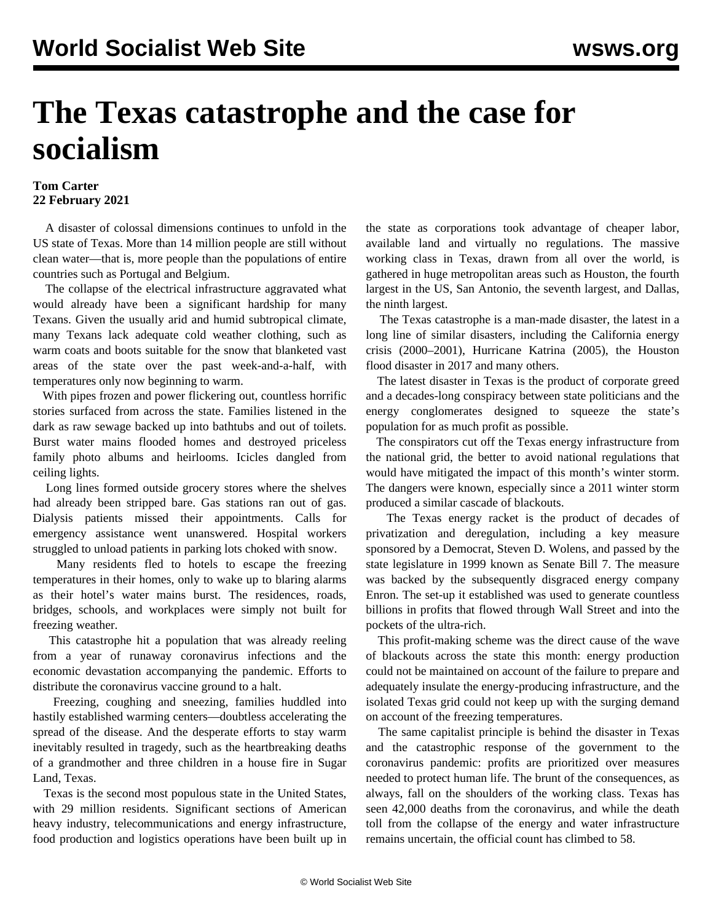# The Texas catastrophe and the case for socialism

**Tom Carter**
**22 February 2021**

A disaster of colossal dimensions continues to unfold in the US state of Texas. More than 14 million people are still without clean water—that is, more people than the populations of entire countries such as Portugal and Belgium.

The collapse of the electrical infrastructure aggravated what would already have been a significant hardship for many Texans. Given the usually arid and humid subtropical climate, many Texans lack adequate cold weather clothing, such as warm coats and boots suitable for the snow that blanketed vast areas of the state over the past week-and-a-half, with temperatures only now beginning to warm.

With pipes frozen and power flickering out, countless horrific stories surfaced from across the state. Families listened in the dark as raw sewage backed up into bathtubs and out of toilets. Burst water mains flooded homes and destroyed priceless family photo albums and heirlooms. Icicles dangled from ceiling lights.

Long lines formed outside grocery stores where the shelves had already been stripped bare. Gas stations ran out of gas. Dialysis patients missed their appointments. Calls for emergency assistance went unanswered. Hospital workers struggled to unload patients in parking lots choked with snow.

Many residents fled to hotels to escape the freezing temperatures in their homes, only to wake up to blaring alarms as their hotel's water mains burst. The residences, roads, bridges, schools, and workplaces were simply not built for freezing weather.

This catastrophe hit a population that was already reeling from a year of runaway coronavirus infections and the economic devastation accompanying the pandemic. Efforts to distribute the coronavirus vaccine ground to a halt.

Freezing, coughing and sneezing, families huddled into hastily established warming centers—doubtless accelerating the spread of the disease. And the desperate efforts to stay warm inevitably resulted in tragedy, such as the heartbreaking deaths of a grandmother and three children in a house fire in Sugar Land, Texas.

Texas is the second most populous state in the United States, with 29 million residents. Significant sections of American heavy industry, telecommunications and energy infrastructure, food production and logistics operations have been built up in the state as corporations took advantage of cheaper labor, available land and virtually no regulations. The massive working class in Texas, drawn from all over the world, is gathered in huge metropolitan areas such as Houston, the fourth largest in the US, San Antonio, the seventh largest, and Dallas, the ninth largest.

The Texas catastrophe is a man-made disaster, the latest in a long line of similar disasters, including the California energy crisis (2000–2001), Hurricane Katrina (2005), the Houston flood disaster in 2017 and many others.

The latest disaster in Texas is the product of corporate greed and a decades-long conspiracy between state politicians and the energy conglomerates designed to squeeze the state's population for as much profit as possible.

The conspirators cut off the Texas energy infrastructure from the national grid, the better to avoid national regulations that would have mitigated the impact of this month's winter storm. The dangers were known, especially since a 2011 winter storm produced a similar cascade of blackouts.

The Texas energy racket is the product of decades of privatization and deregulation, including a key measure sponsored by a Democrat, Steven D. Wolens, and passed by the state legislature in 1999 known as Senate Bill 7. The measure was backed by the subsequently disgraced energy company Enron. The set-up it established was used to generate countless billions in profits that flowed through Wall Street and into the pockets of the ultra-rich.

This profit-making scheme was the direct cause of the wave of blackouts across the state this month: energy production could not be maintained on account of the failure to prepare and adequately insulate the energy-producing infrastructure, and the isolated Texas grid could not keep up with the surging demand on account of the freezing temperatures.

The same capitalist principle is behind the disaster in Texas and the catastrophic response of the government to the coronavirus pandemic: profits are prioritized over measures needed to protect human life. The brunt of the consequences, as always, fall on the shoulders of the working class. Texas has seen 42,000 deaths from the coronavirus, and while the death toll from the collapse of the energy and water infrastructure remains uncertain, the official count has climbed to 58.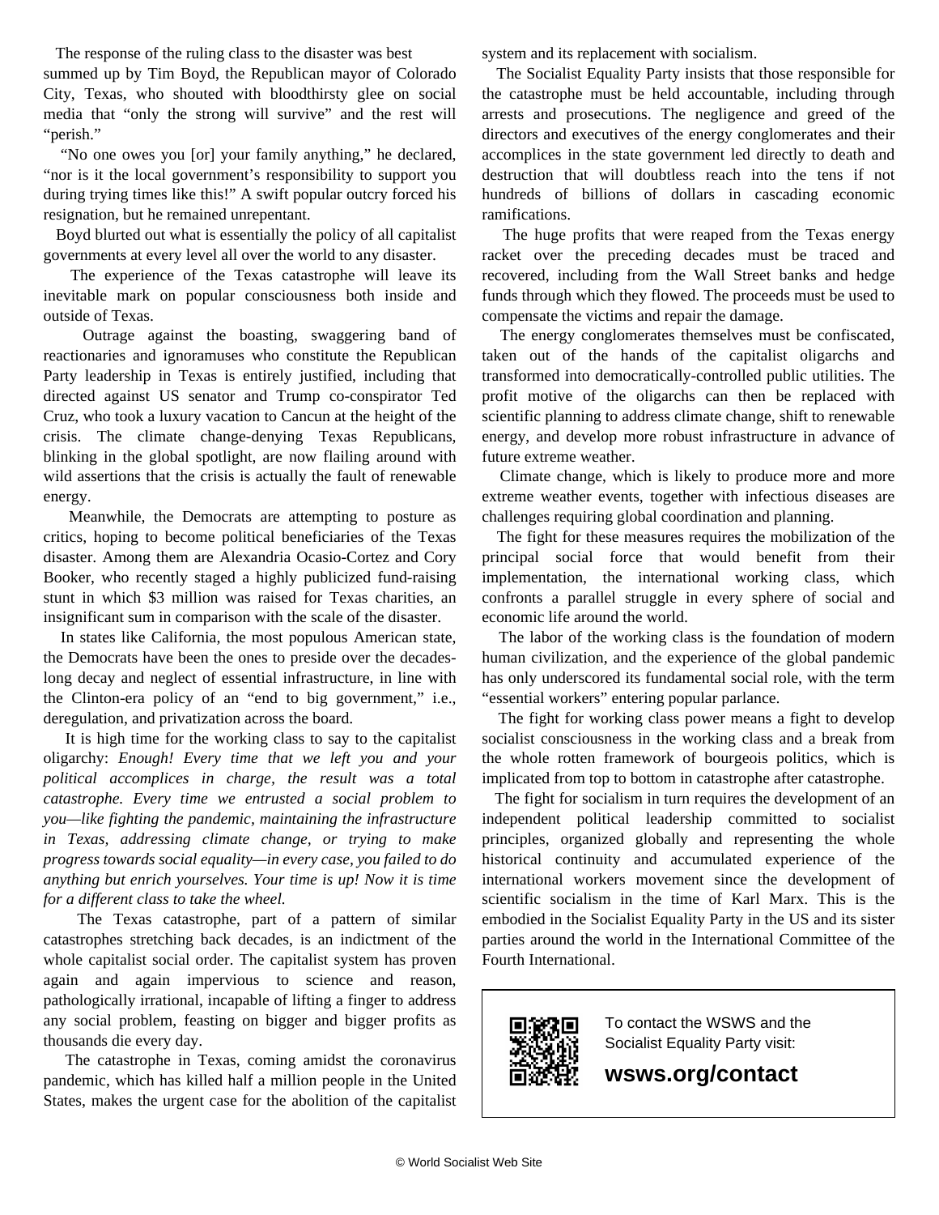The response of the ruling class to the disaster was best summed up by Tim Boyd, the Republican mayor of Colorado City, Texas, who shouted with bloodthirsty glee on social media that "only the strong will survive" and the rest will "perish."

"No one owes you [or] your family anything," he declared, "nor is it the local government's responsibility to support you during trying times like this!" A swift popular outcry forced his resignation, but he remained unrepentant.

Boyd blurted out what is essentially the policy of all capitalist governments at every level all over the world to any disaster.

The experience of the Texas catastrophe will leave its inevitable mark on popular consciousness both inside and outside of Texas.

Outrage against the boasting, swaggering band of reactionaries and ignoramuses who constitute the Republican Party leadership in Texas is entirely justified, including that directed against US senator and Trump co-conspirator Ted Cruz, who took a luxury vacation to Cancun at the height of the crisis. The climate change-denying Texas Republicans, blinking in the global spotlight, are now flailing around with wild assertions that the crisis is actually the fault of renewable energy.

Meanwhile, the Democrats are attempting to posture as critics, hoping to become political beneficiaries of the Texas disaster. Among them are Alexandria Ocasio-Cortez and Cory Booker, who recently staged a highly publicized fund-raising stunt in which $3 million was raised for Texas charities, an insignificant sum in comparison with the scale of the disaster.

In states like California, the most populous American state, the Democrats have been the ones to preside over the decades-long decay and neglect of essential infrastructure, in line with the Clinton-era policy of an "end to big government," i.e., deregulation, and privatization across the board.

It is high time for the working class to say to the capitalist oligarchy: *Enough! Every time that we left you and your political accomplices in charge, the result was a total catastrophe. Every time we entrusted a social problem to you—like fighting the pandemic, maintaining the infrastructure in Texas, addressing climate change, or trying to make progress towards social equality—in every case, you failed to do anything but enrich yourselves. Your time is up! Now it is time for a different class to take the wheel.*

The Texas catastrophe, part of a pattern of similar catastrophes stretching back decades, is an indictment of the whole capitalist social order. The capitalist system has proven again and again impervious to science and reason, pathologically irrational, incapable of lifting a finger to address any social problem, feasting on bigger and bigger profits as thousands die every day.

The catastrophe in Texas, coming amidst the coronavirus pandemic, which has killed half a million people in the United States, makes the urgent case for the abolition of the capitalist system and its replacement with socialism.

The Socialist Equality Party insists that those responsible for the catastrophe must be held accountable, including through arrests and prosecutions. The negligence and greed of the directors and executives of the energy conglomerates and their accomplices in the state government led directly to death and destruction that will doubtless reach into the tens if not hundreds of billions of dollars in cascading economic ramifications.

The huge profits that were reaped from the Texas energy racket over the preceding decades must be traced and recovered, including from the Wall Street banks and hedge funds through which they flowed. The proceeds must be used to compensate the victims and repair the damage.

The energy conglomerates themselves must be confiscated, taken out of the hands of the capitalist oligarchs and transformed into democratically-controlled public utilities. The profit motive of the oligarchs can then be replaced with scientific planning to address climate change, shift to renewable energy, and develop more robust infrastructure in advance of future extreme weather.

Climate change, which is likely to produce more and more extreme weather events, together with infectious diseases are challenges requiring global coordination and planning.

The fight for these measures requires the mobilization of the principal social force that would benefit from their implementation, the international working class, which confronts a parallel struggle in every sphere of social and economic life around the world.

The labor of the working class is the foundation of modern human civilization, and the experience of the global pandemic has only underscored its fundamental social role, with the term "essential workers" entering popular parlance.

The fight for working class power means a fight to develop socialist consciousness in the working class and a break from the whole rotten framework of bourgeois politics, which is implicated from top to bottom in catastrophe after catastrophe.

The fight for socialism in turn requires the development of an independent political leadership committed to socialist principles, organized globally and representing the whole historical continuity and accumulated experience of the international workers movement since the development of scientific socialism in the time of Karl Marx. This is the embodied in the Socialist Equality Party in the US and its sister parties around the world in the International Committee of the Fourth International.

To contact the WSWS and the Socialist Equality Party visit:

**wsws.org/contact**